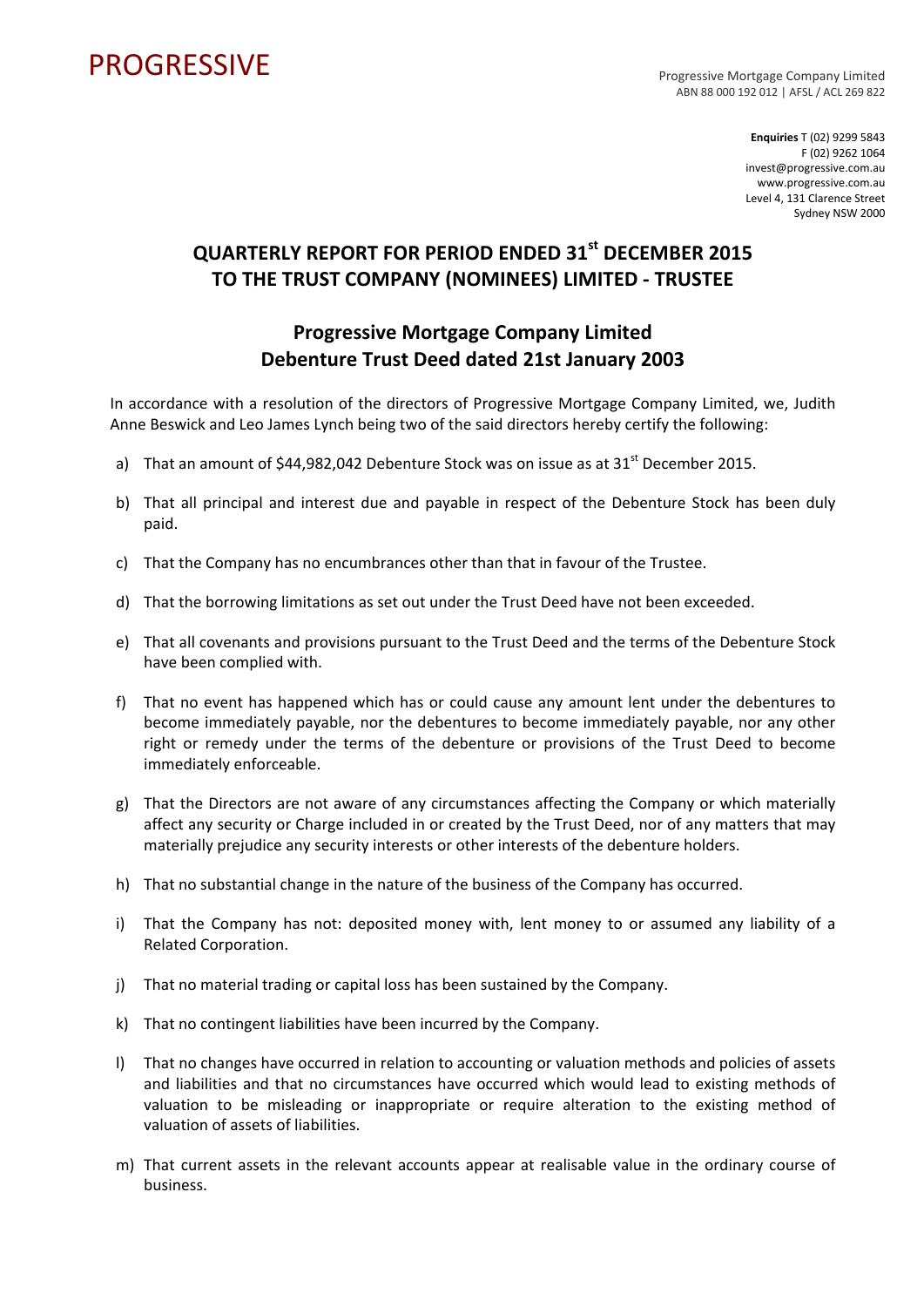PROGRESSIVE

Progressive Mortgage Company Limited
ABN 88 000 192 012 | AFSL / ACL 269 822

**Enquiries** T (02) 9299 5843
F (02) 9262 1064
invest@progressive.com.au
www.progressive.com.au
Level 4, 131 Clarence Street
Sydney NSW 2000

## QUARTERLY REPORT FOR PERIOD ENDED 31st DECEMBER 2015 TO THE TRUST COMPANY (NOMINEES) LIMITED - TRUSTEE

## Progressive Mortgage Company Limited Debenture Trust Deed dated 21st January 2003

In accordance with a resolution of the directors of Progressive Mortgage Company Limited, we, Judith Anne Beswick and Leo James Lynch being two of the said directors hereby certify the following:

a) That an amount of $44,982,042 Debenture Stock was on issue as at 31st December 2015.

b) That all principal and interest due and payable in respect of the Debenture Stock has been duly paid.

c) That the Company has no encumbrances other than that in favour of the Trustee.

d) That the borrowing limitations as set out under the Trust Deed have not been exceeded.

e) That all covenants and provisions pursuant to the Trust Deed and the terms of the Debenture Stock have been complied with.

f) That no event has happened which has or could cause any amount lent under the debentures to become immediately payable, nor the debentures to become immediately payable, nor any other right or remedy under the terms of the debenture or provisions of the Trust Deed to become immediately enforceable.

g) That the Directors are not aware of any circumstances affecting the Company or which materially affect any security or Charge included in or created by the Trust Deed, nor of any matters that may materially prejudice any security interests or other interests of the debenture holders.

h) That no substantial change in the nature of the business of the Company has occurred.

i) That the Company has not: deposited money with, lent money to or assumed any liability of a Related Corporation.

j) That no material trading or capital loss has been sustained by the Company.

k) That no contingent liabilities have been incurred by the Company.

l) That no changes have occurred in relation to accounting or valuation methods and policies of assets and liabilities and that no circumstances have occurred which would lead to existing methods of valuation to be misleading or inappropriate or require alteration to the existing method of valuation of assets of liabilities.

m) That current assets in the relevant accounts appear at realisable value in the ordinary course of business.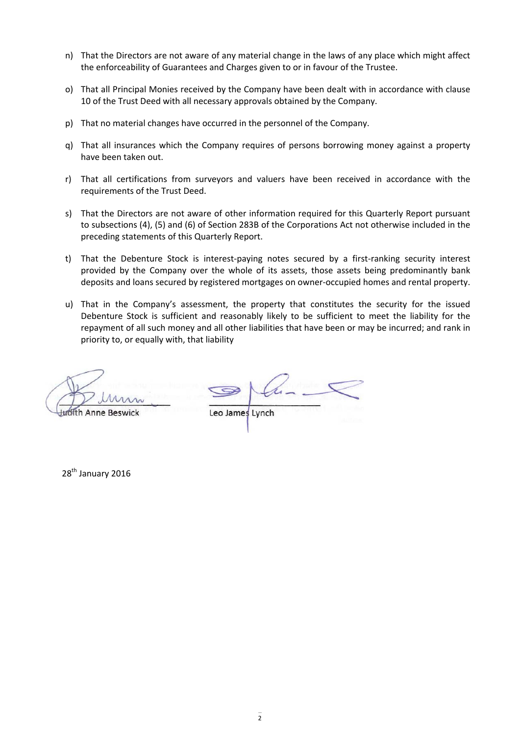n) That the Directors are not aware of any material change in the laws of any place which might affect the enforceability of Guarantees and Charges given to or in favour of the Trustee.

o) That all Principal Monies received by the Company have been dealt with in accordance with clause 10 of the Trust Deed with all necessary approvals obtained by the Company.

p) That no material changes have occurred in the personnel of the Company.

q) That all insurances which the Company requires of persons borrowing money against a property have been taken out.

r) That all certifications from surveyors and valuers have been received in accordance with the requirements of the Trust Deed.

s) That the Directors are not aware of other information required for this Quarterly Report pursuant to subsections (4), (5) and (6) of Section 283B of the Corporations Act not otherwise included in the preceding statements of this Quarterly Report.

t) That the Debenture Stock is interest-paying notes secured by a first-ranking security interest provided by the Company over the whole of its assets, those assets being predominantly bank deposits and loans secured by registered mortgages on owner-occupied homes and rental property.

u) That in the Company's assessment, the property that constitutes the security for the issued Debenture Stock is sufficient and reasonably likely to be sufficient to meet the liability for the repayment of all such money and all other liabilities that have been or may be incurred; and rank in priority to, or equally with, that liability

Judith Anne Beswick

Leo James Lynch

28th January 2016